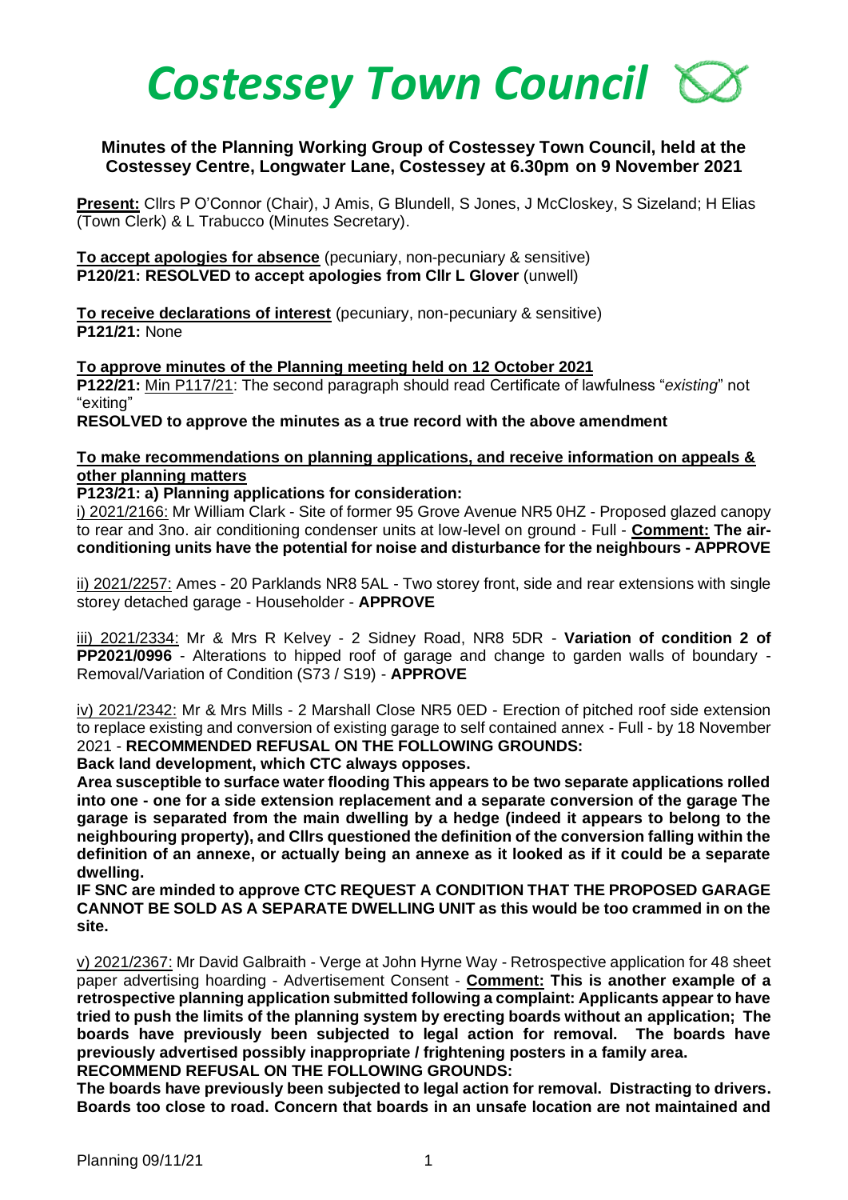# Costessey Town Council

## Minutes of the Planning Working Group of Costessey Town Council, held at the Costessey Centre, Longwater Lane, Costessey at 6.30pm on 9 November 2021

**Present:** Cllrs P O'Connor (Chair), J Amis, G Blundell, S Jones, J McCloskey, S Sizeland; H Elias (Town Clerk) & L Trabucco (Minutes Secretary).

**To accept apologies for absence** (pecuniary, non-pecuniary & sensitive)
**P120/21: RESOLVED to accept apologies from Cllr L Glover** (unwell)

**To receive declarations of interest** (pecuniary, non-pecuniary & sensitive)
**P121/21:** None

**To approve minutes of the Planning meeting held on 12 October 2021**
**P122/21:** Min P117/21: The second paragraph should read Certificate of lawfulness "*existing*" not "exiting"
**RESOLVED to approve the minutes as a true record with the above amendment**

**To make recommendations on planning applications, and receive information on appeals & other planning matters**

**P123/21: a) Planning applications for consideration:**

i) 2021/2166: Mr William Clark - Site of former 95 Grove Avenue NR5 0HZ - Proposed glazed canopy to rear and 3no. air conditioning condenser units at low-level on ground - Full - **Comment: The air-conditioning units have the potential for noise and disturbance for the neighbours - APPROVE**

ii) 2021/2257: Ames - 20 Parklands NR8 5AL - Two storey front, side and rear extensions with single storey detached garage - Householder - **APPROVE**

iii) 2021/2334: Mr & Mrs R Kelvey - 2 Sidney Road, NR8 5DR - **Variation of condition 2 of PP2021/0996** - Alterations to hipped roof of garage and change to garden walls of boundary - Removal/Variation of Condition (S73 / S19) - **APPROVE**

iv) 2021/2342: Mr & Mrs Mills - 2 Marshall Close NR5 0ED - Erection of pitched roof side extension to replace existing and conversion of existing garage to self contained annex - Full - by 18 November 2021 - **RECOMMENDED REFUSAL ON THE FOLLOWING GROUNDS:**

**Back land development, which CTC always opposes.**

**Area susceptible to surface water flooding This appears to be two separate applications rolled into one - one for a side extension replacement and a separate conversion of the garage The garage is separated from the main dwelling by a hedge (indeed it appears to belong to the neighbouring property), and Cllrs questioned the definition of the conversion falling within the definition of an annexe, or actually being an annexe as it looked as if it could be a separate dwelling.**

**IF SNC are minded to approve CTC REQUEST A CONDITION THAT THE PROPOSED GARAGE CANNOT BE SOLD AS A SEPARATE DWELLING UNIT as this would be too crammed in on the site.**

v) 2021/2367: Mr David Galbraith - Verge at John Hyrne Way - Retrospective application for 48 sheet paper advertising hoarding - Advertisement Consent - **Comment: This is another example of a retrospective planning application submitted following a complaint: Applicants appear to have tried to push the limits of the planning system by erecting boards without an application; The boards have previously been subjected to legal action for removal. The boards have previously advertised possibly inappropriate / frightening posters in a family area.**

**RECOMMEND REFUSAL ON THE FOLLOWING GROUNDS:**

**The boards have previously been subjected to legal action for removal. Distracting to drivers. Boards too close to road. Concern that boards in an unsafe location are not maintained and**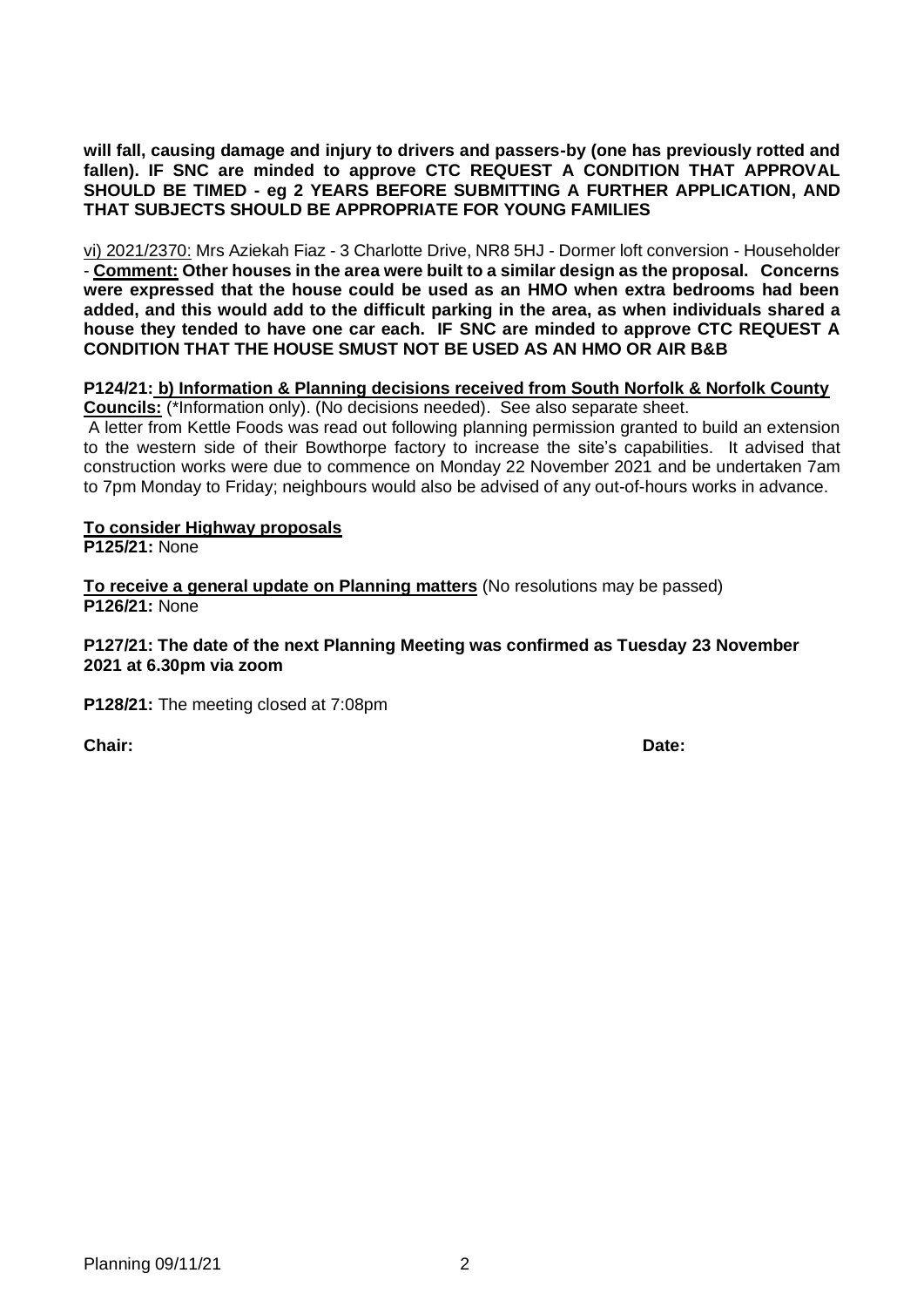**will fall, causing damage and injury to drivers and passers-by (one has previously rotted and fallen). IF SNC are minded to approve CTC REQUEST A CONDITION THAT APPROVAL SHOULD BE TIMED - eg 2 YEARS BEFORE SUBMITTING A FURTHER APPLICATION, AND THAT SUBJECTS SHOULD BE APPROPRIATE FOR YOUNG FAMILIES**

vi) 2021/2370: Mrs Aziekah Fiaz - 3 Charlotte Drive, NR8 5HJ - Dormer loft conversion - Householder - **Comment: Other houses in the area were built to a similar design as the proposal. Concerns were expressed that the house could be used as an HMO when extra bedrooms had been added, and this would add to the difficult parking in the area, as when individuals shared a house they tended to have one car each. IF SNC are minded to approve CTC REQUEST A CONDITION THAT THE HOUSE SMUST NOT BE USED AS AN HMO OR AIR B&B**

**P124/21: b) Information & Planning decisions received from South Norfolk & Norfolk County Councils:** (*Information only). (No decisions needed). See also separate sheet.

A letter from Kettle Foods was read out following planning permission granted to build an extension to the western side of their Bowthorpe factory to increase the site's capabilities. It advised that construction works were due to commence on Monday 22 November 2021 and be undertaken 7am to 7pm Monday to Friday; neighbours would also be advised of any out-of-hours works in advance.

**To consider Highway proposals**

**P125/21:** None

**To receive a general update on Planning matters** (No resolutions may be passed)

**P126/21:** None

**P127/21: The date of the next Planning Meeting was confirmed as Tuesday 23 November 2021 at 6.30pm via zoom**

**P128/21:** The meeting closed at 7:08pm

**Chair:** **Date:**